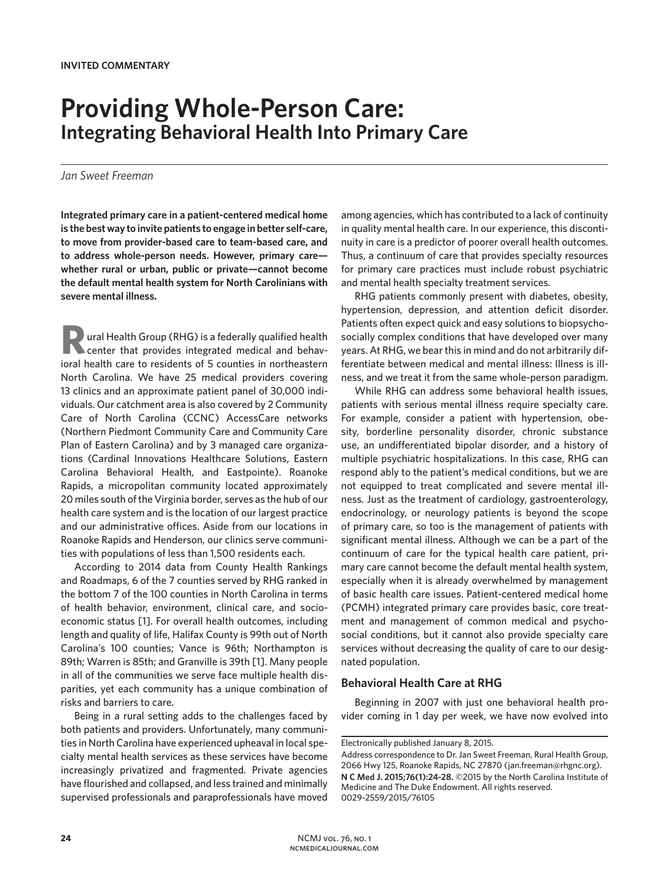INVITED COMMENTARY

# Providing Whole-Person Care:
## Integrating Behavioral Health Into Primary Care

*Jan Sweet Freeman*

**Integrated primary care in a patient-centered medical home is the best way to invite patients to engage in better self-care, to move from provider-based care to team-based care, and to address whole-person needs. However, primary care—whether rural or urban, public or private—cannot become the default mental health system for North Carolinians with severe mental illness.**

Rural Health Group (RHG) is a federally qualified health center that provides integrated medical and behavioral health care to residents of 5 counties in northeastern North Carolina. We have 25 medical providers covering 13 clinics and an approximate patient panel of 30,000 individuals. Our catchment area is also covered by 2 Community Care of North Carolina (CCNC) AccessCare networks (Northern Piedmont Community Care and Community Care Plan of Eastern Carolina) and by 3 managed care organizations (Cardinal Innovations Healthcare Solutions, Eastern Carolina Behavioral Health, and Eastpointe). Roanoke Rapids, a micropolitan community located approximately 20 miles south of the Virginia border, serves as the hub of our health care system and is the location of our largest practice and our administrative offices. Aside from our locations in Roanoke Rapids and Henderson, our clinics serve communities with populations of less than 1,500 residents each.

According to 2014 data from County Health Rankings and Roadmaps, 6 of the 7 counties served by RHG ranked in the bottom 7 of the 100 counties in North Carolina in terms of health behavior, environment, clinical care, and socioeconomic status [1]. For overall health outcomes, including length and quality of life, Halifax County is 99th out of North Carolina's 100 counties; Vance is 96th; Northampton is 89th; Warren is 85th; and Granville is 39th [1]. Many people in all of the communities we serve face multiple health disparities, yet each community has a unique combination of risks and barriers to care.

Being in a rural setting adds to the challenges faced by both patients and providers. Unfortunately, many communities in North Carolina have experienced upheaval in local specialty mental health services as these services have become increasingly privatized and fragmented. Private agencies have flourished and collapsed, and less trained and minimally supervised professionals and paraprofessionals have moved among agencies, which has contributed to a lack of continuity in quality mental health care. In our experience, this discontinuity in care is a predictor of poorer overall health outcomes. Thus, a continuum of care that provides specialty resources for primary care practices must include robust psychiatric and mental health specialty treatment services.

RHG patients commonly present with diabetes, obesity, hypertension, depression, and attention deficit disorder. Patients often expect quick and easy solutions to biopsychosocially complex conditions that have developed over many years. At RHG, we bear this in mind and do not arbitrarily differentiate between medical and mental illness: Illness is illness, and we treat it from the same whole-person paradigm.

While RHG can address some behavioral health issues, patients with serious mental illness require specialty care. For example, consider a patient with hypertension, obesity, borderline personality disorder, chronic substance use, an undifferentiated bipolar disorder, and a history of multiple psychiatric hospitalizations. In this case, RHG can respond ably to the patient's medical conditions, but we are not equipped to treat complicated and severe mental illness. Just as the treatment of cardiology, gastroenterology, endocrinology, or neurology patients is beyond the scope of primary care, so too is the management of patients with significant mental illness. Although we can be a part of the continuum of care for the typical health care patient, primary care cannot become the default mental health system, especially when it is already overwhelmed by management of basic health care issues. Patient-centered medical home (PCMH) integrated primary care provides basic, core treatment and management of common medical and psychosocial conditions, but it cannot also provide specialty care services without decreasing the quality of care to our designated population.

### Behavioral Health Care at RHG

Beginning in 2007 with just one behavioral health provider coming in 1 day per week, we have now evolved into

---

Electronically published January 8, 2015.

Address correspondence to Dr. Jan Sweet Freeman, Rural Health Group, 2066 Hwy 125, Roanoke Rapids, NC 27870 (jan.freeman@rhgnc.org).

**N C Med J. 2015;76(1):24-28.** ©2015 by the North Carolina Institute of Medicine and The Duke Endowment. All rights reserved.
0029-2559/2015/76105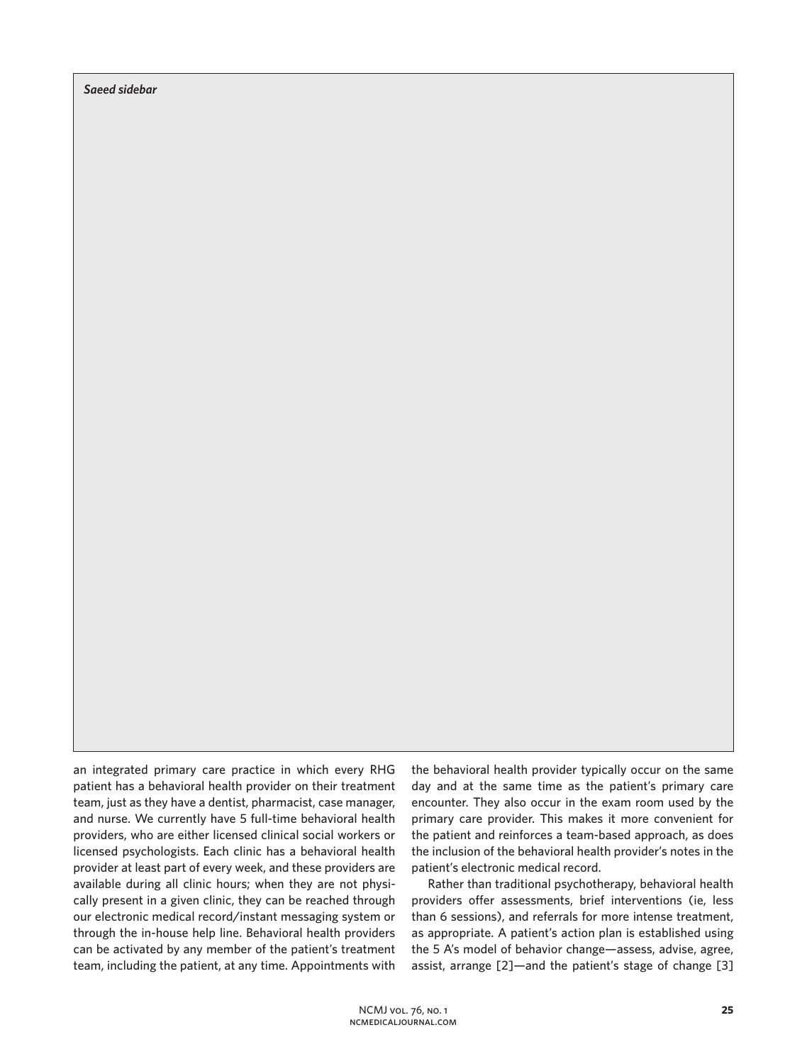*Saeed sidebar*

an integrated primary care practice in which every RHG patient has a behavioral health provider on their treatment team, just as they have a dentist, pharmacist, case manager, and nurse. We currently have 5 full-time behavioral health providers, who are either licensed clinical social workers or licensed psychologists. Each clinic has a behavioral health provider at least part of every week, and these providers are available during all clinic hours; when they are not physically present in a given clinic, they can be reached through our electronic medical record/instant messaging system or through the in-house help line. Behavioral health providers can be activated by any member of the patient's treatment team, including the patient, at any time. Appointments with the behavioral health provider typically occur on the same day and at the same time as the patient's primary care encounter. They also occur in the exam room used by the primary care provider. This makes it more convenient for the patient and reinforces a team-based approach, as does the inclusion of the behavioral health provider's notes in the patient's electronic medical record.

Rather than traditional psychotherapy, behavioral health providers offer assessments, brief interventions (ie, less than 6 sessions), and referrals for more intense treatment, as appropriate. A patient's action plan is established using the 5 A's model of behavior change—assess, advise, agree, assist, arrange [2]—and the patient's stage of change [3]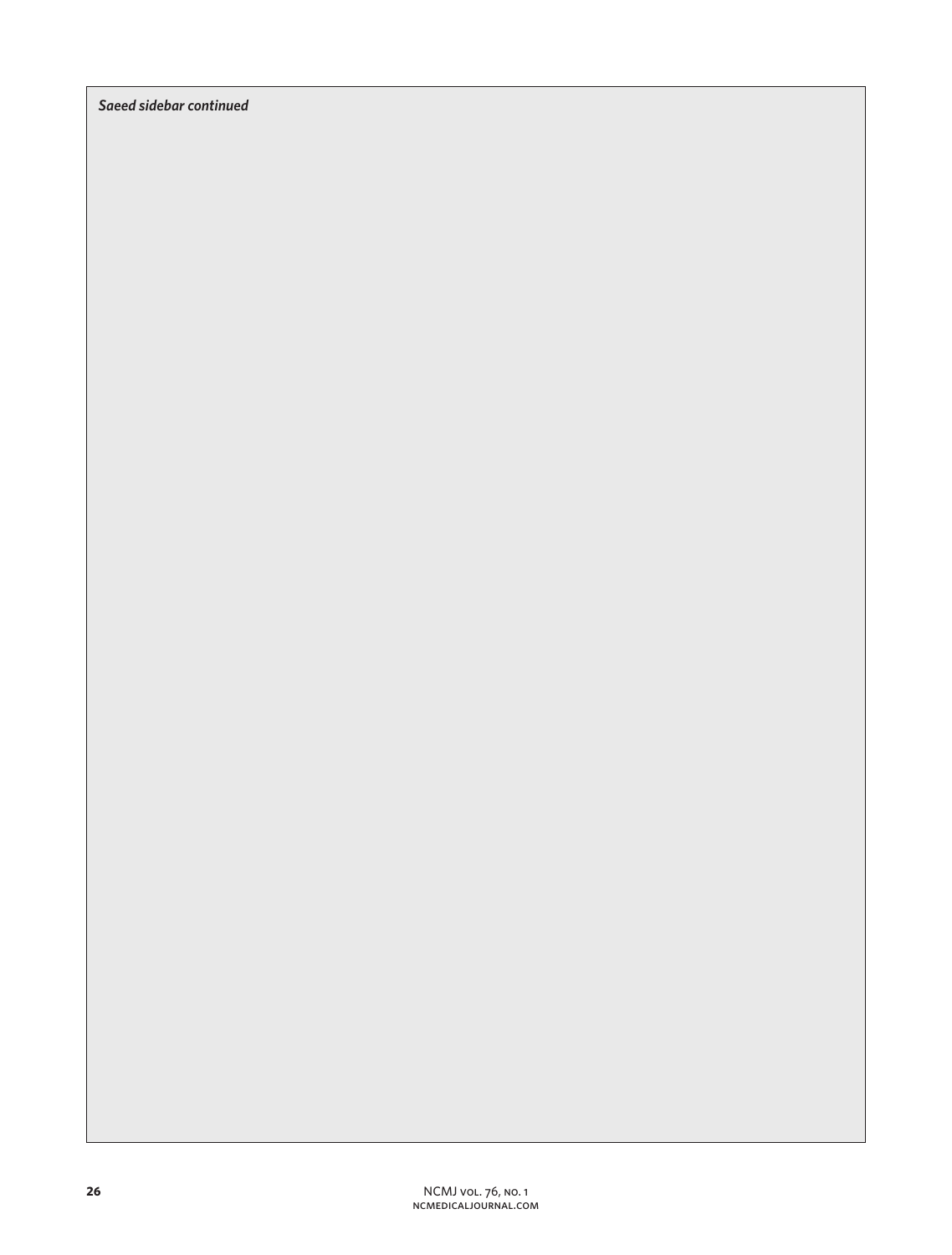*Saeed sidebar continued*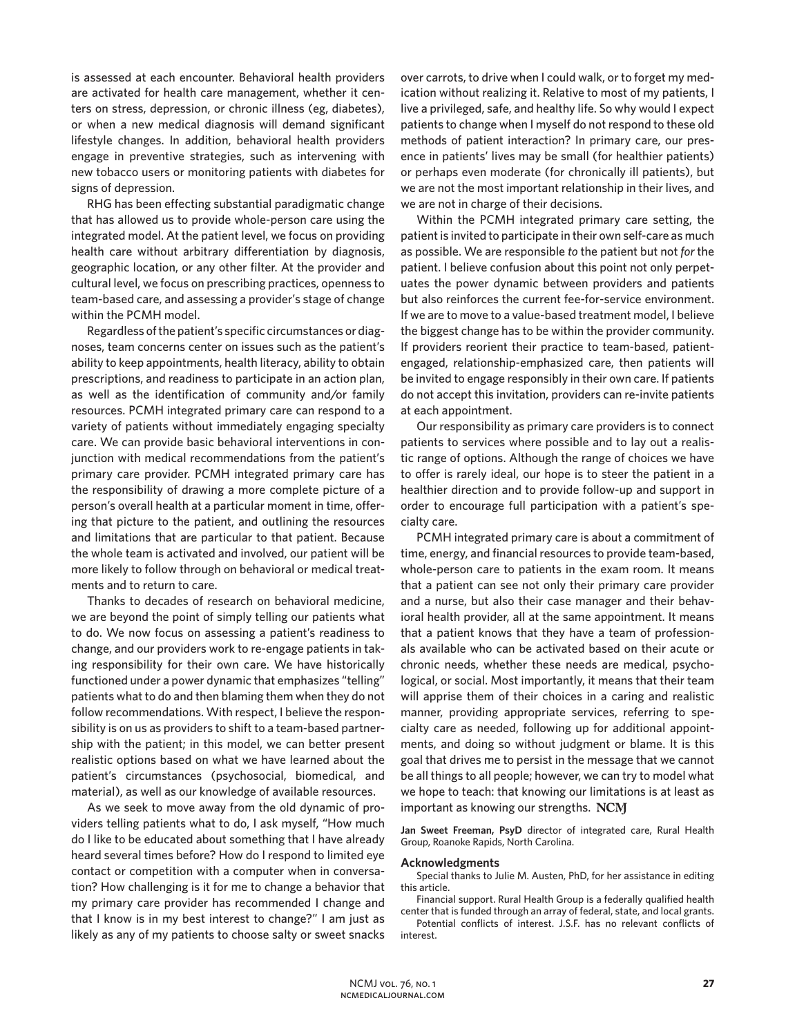is assessed at each encounter. Behavioral health providers are activated for health care management, whether it centers on stress, depression, or chronic illness (eg, diabetes), or when a new medical diagnosis will demand significant lifestyle changes. In addition, behavioral health providers engage in preventive strategies, such as intervening with new tobacco users or monitoring patients with diabetes for signs of depression.

RHG has been effecting substantial paradigmatic change that has allowed us to provide whole-person care using the integrated model. At the patient level, we focus on providing health care without arbitrary differentiation by diagnosis, geographic location, or any other filter. At the provider and cultural level, we focus on prescribing practices, openness to team-based care, and assessing a provider's stage of change within the PCMH model.

Regardless of the patient's specific circumstances or diagnoses, team concerns center on issues such as the patient's ability to keep appointments, health literacy, ability to obtain prescriptions, and readiness to participate in an action plan, as well as the identification of community and/or family resources. PCMH integrated primary care can respond to a variety of patients without immediately engaging specialty care. We can provide basic behavioral interventions in conjunction with medical recommendations from the patient's primary care provider. PCMH integrated primary care has the responsibility of drawing a more complete picture of a person's overall health at a particular moment in time, offering that picture to the patient, and outlining the resources and limitations that are particular to that patient. Because the whole team is activated and involved, our patient will be more likely to follow through on behavioral or medical treatments and to return to care.

Thanks to decades of research on behavioral medicine, we are beyond the point of simply telling our patients what to do. We now focus on assessing a patient's readiness to change, and our providers work to re-engage patients in taking responsibility for their own care. We have historically functioned under a power dynamic that emphasizes "telling" patients what to do and then blaming them when they do not follow recommendations. With respect, I believe the responsibility is on us as providers to shift to a team-based partnership with the patient; in this model, we can better present realistic options based on what we have learned about the patient's circumstances (psychosocial, biomedical, and material), as well as our knowledge of available resources.

As we seek to move away from the old dynamic of providers telling patients what to do, I ask myself, "How much do I like to be educated about something that I have already heard several times before? How do I respond to limited eye contact or competition with a computer when in conversation? How challenging is it for me to change a behavior that my primary care provider has recommended I change and that I know is in my best interest to change?" I am just as likely as any of my patients to choose salty or sweet snacks over carrots, to drive when I could walk, or to forget my medication without realizing it. Relative to most of my patients, I live a privileged, safe, and healthy life. So why would I expect patients to change when I myself do not respond to these old methods of patient interaction? In primary care, our presence in patients' lives may be small (for healthier patients) or perhaps even moderate (for chronically ill patients), but we are not the most important relationship in their lives, and we are not in charge of their decisions.

Within the PCMH integrated primary care setting, the patient is invited to participate in their own self-care as much as possible. We are responsible *to* the patient but not *for* the patient. I believe confusion about this point not only perpetuates the power dynamic between providers and patients but also reinforces the current fee-for-service environment. If we are to move to a value-based treatment model, I believe the biggest change has to be within the provider community. If providers reorient their practice to team-based, patient-engaged, relationship-emphasized care, then patients will be invited to engage responsibly in their own care. If patients do not accept this invitation, providers can re-invite patients at each appointment.

Our responsibility as primary care providers is to connect patients to services where possible and to lay out a realistic range of options. Although the range of choices we have to offer is rarely ideal, our hope is to steer the patient in a healthier direction and to provide follow-up and support in order to encourage full participation with a patient's specialty care.

PCMH integrated primary care is about a commitment of time, energy, and financial resources to provide team-based, whole-person care to patients in the exam room. It means that a patient can see not only their primary care provider and a nurse, but also their case manager and their behavioral health provider, all at the same appointment. It means that a patient knows that they have a team of professionals available who can be activated based on their acute or chronic needs, whether these needs are medical, psychological, or social. Most importantly, it means that their team will apprise them of their choices in a caring and realistic manner, providing appropriate services, referring to specialty care as needed, following up for additional appointments, and doing so without judgment or blame. It is this goal that drives me to persist in the message that we cannot be all things to all people; however, we can try to model what we hope to teach: that knowing our limitations is at least as important as knowing our strengths. NCMJ

**Jan Sweet Freeman, PsyD** director of integrated care, Rural Health Group, Roanoke Rapids, North Carolina.

#### Acknowledgments

Special thanks to Julie M. Austen, PhD, for her assistance in editing this article.

Financial support. Rural Health Group is a federally qualified health center that is funded through an array of federal, state, and local grants.

Potential conflicts of interest. J.S.F. has no relevant conflicts of interest.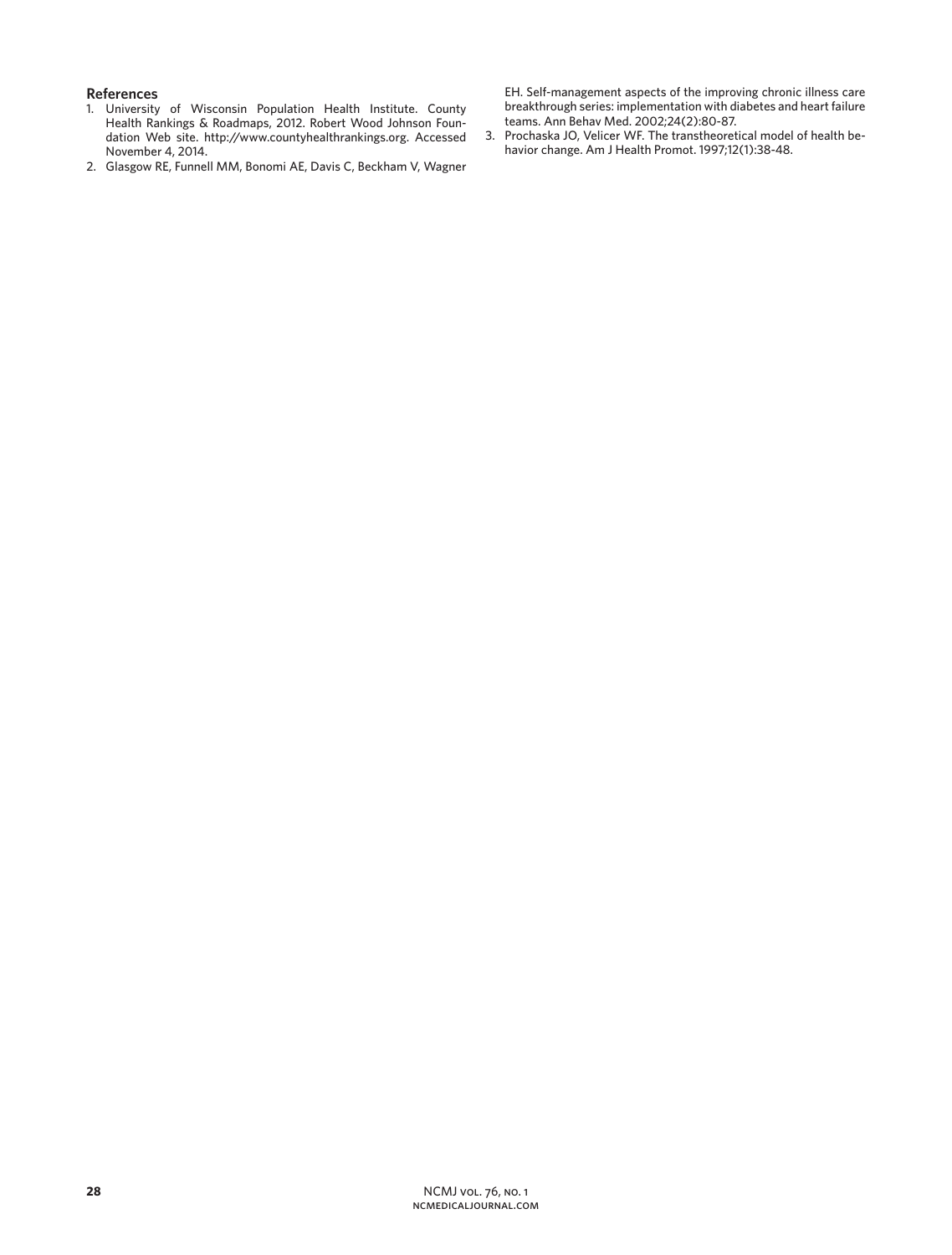## References

1. University of Wisconsin Population Health Institute. County Health Rankings & Roadmaps, 2012. Robert Wood Johnson Foundation Web site. http://www.countyhealthrankings.org. Accessed November 4, 2014.
2. Glasgow RE, Funnell MM, Bonomi AE, Davis C, Beckham V, Wagner EH. Self-management aspects of the improving chronic illness care breakthrough series: implementation with diabetes and heart failure teams. Ann Behav Med. 2002;24(2):80-87.
3. Prochaska JO, Velicer WF. The transtheoretical model of health behavior change. Am J Health Promot. 1997;12(1):38-48.